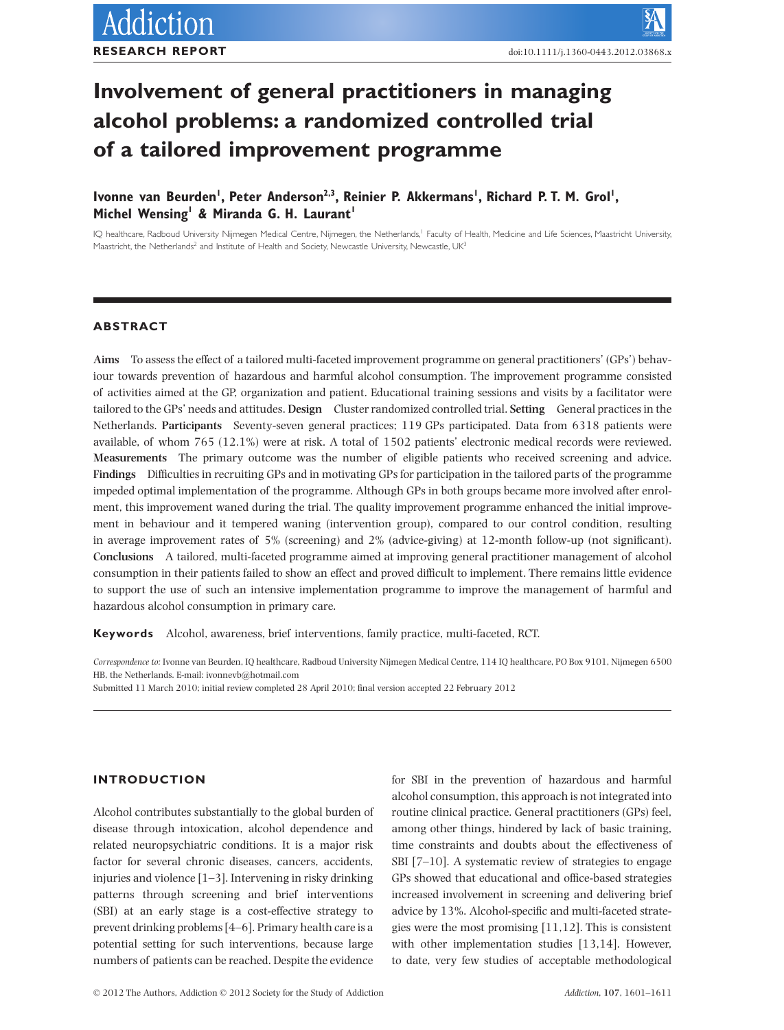# Involvement of general practitioners in managing alcohol problems: a randomized controlled trial of a tailored improvement programme

**Ivonne van Beurden[1], Peter Anderson[2,3], Reinier P. Akkermans[1], Richard P. T. M. Grol[1], Michel Wensing[1] & Miranda G. H. Laurant[1]**

IQ healthcare, Radboud University Nijmegen Medical Centre, Nijmegen, the Netherlands,[1] Faculty of Health, Medicine and Life Sciences, Maastricht University, Maastricht, the Netherlands[2] and Institute of Health and Society, Newcastle University, Newcastle, UK[3]

## ABSTRACT

**Aims** To assess the effect of a tailored multi-faceted improvement programme on general practitioners' (GPs') behaviour towards prevention of hazardous and harmful alcohol consumption. The improvement programme consisted of activities aimed at the GP, organization and patient. Educational training sessions and visits by a facilitator were tailored to the GPs' needs and attitudes. **Design** Cluster randomized controlled trial. **Setting** General practices in the Netherlands. **Participants** Seventy-seven general practices; 119 GPs participated. Data from 6318 patients were available, of whom 765 (12.1%) were at risk. A total of 1502 patients' electronic medical records were reviewed. **Measurements** The primary outcome was the number of eligible patients who received screening and advice. **Findings** Difficulties in recruiting GPs and in motivating GPs for participation in the tailored parts of the programme impeded optimal implementation of the programme. Although GPs in both groups became more involved after enrolment, this improvement waned during the trial. The quality improvement programme enhanced the initial improvement in behaviour and it tempered waning (intervention group), compared to our control condition, resulting in average improvement rates of 5% (screening) and 2% (advice-giving) at 12-month follow-up (not significant). **Conclusions** A tailored, multi-faceted programme aimed at improving general practitioner management of alcohol consumption in their patients failed to show an effect and proved difficult to implement. There remains little evidence to support the use of such an intensive implementation programme to improve the management of harmful and hazardous alcohol consumption in primary care.

**Keywords** Alcohol, awareness, brief interventions, family practice, multi-faceted, RCT.

*Correspondence to:* Ivonne van Beurden, IQ healthcare, Radboud University Nijmegen Medical Centre, 114 IQ healthcare, PO Box 9101, Nijmegen 6500 HB, the Netherlands. E-mail: ivonnevb@hotmail.com
Submitted 11 March 2010; initial review completed 28 April 2010; final version accepted 22 February 2012

## INTRODUCTION

Alcohol contributes substantially to the global burden of disease through intoxication, alcohol dependence and related neuropsychiatric conditions. It is a major risk factor for several chronic diseases, cancers, accidents, injuries and violence [1–3]. Intervening in risky drinking patterns through screening and brief interventions (SBI) at an early stage is a cost-effective strategy to prevent drinking problems [4–6]. Primary health care is a potential setting for such interventions, because large numbers of patients can be reached. Despite the evidence for SBI in the prevention of hazardous and harmful alcohol consumption, this approach is not integrated into routine clinical practice. General practitioners (GPs) feel, among other things, hindered by lack of basic training, time constraints and doubts about the effectiveness of SBI [7–10]. A systematic review of strategies to engage GPs showed that educational and office-based strategies increased involvement in screening and delivering brief advice by 13%. Alcohol-specific and multi-faceted strategies were the most promising [11,12]. This is consistent with other implementation studies [13,14]. However, to date, very few studies of acceptable methodological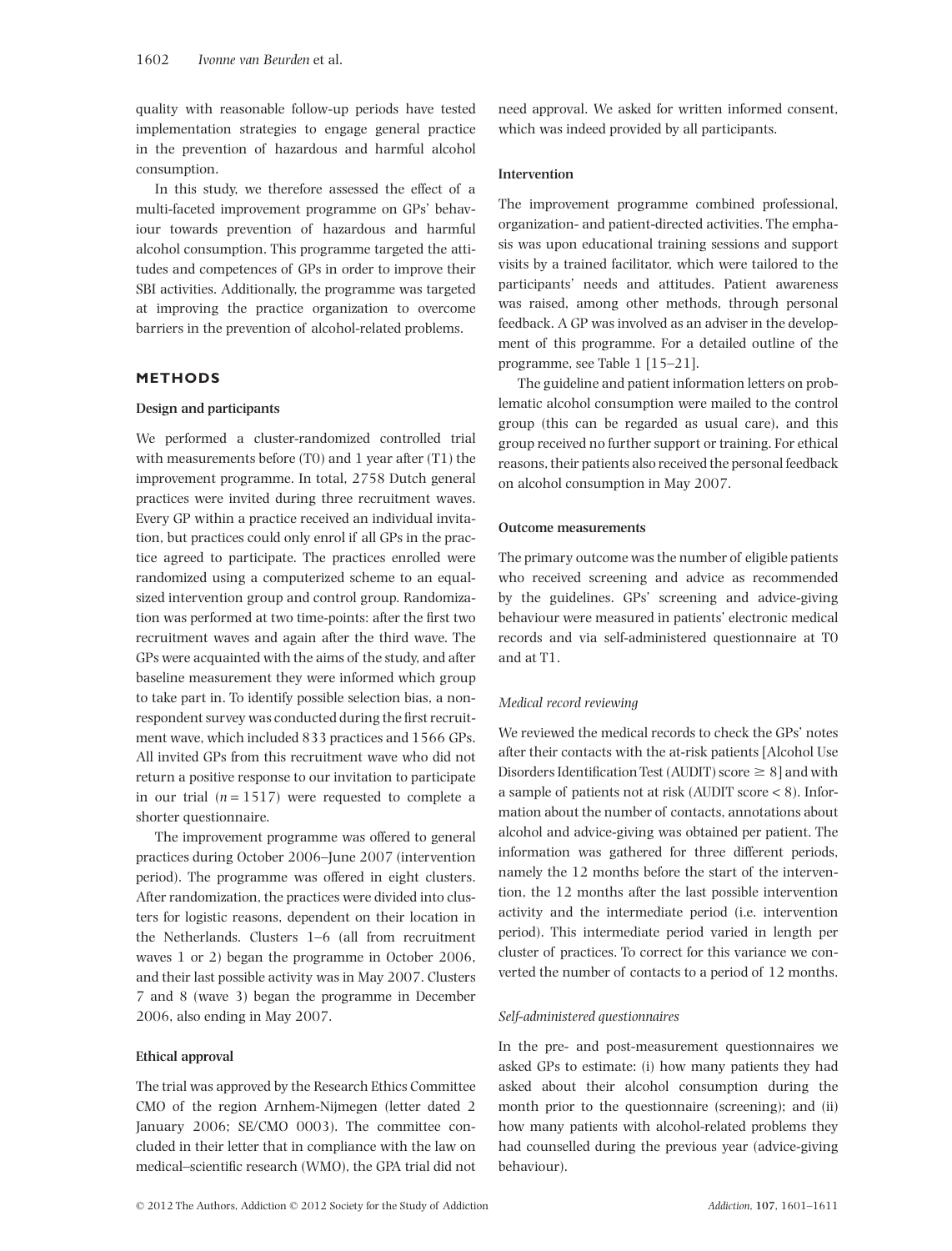quality with reasonable follow-up periods have tested implementation strategies to engage general practice in the prevention of hazardous and harmful alcohol consumption.

In this study, we therefore assessed the effect of a multi-faceted improvement programme on GPs' behaviour towards prevention of hazardous and harmful alcohol consumption. This programme targeted the attitudes and competences of GPs in order to improve their SBI activities. Additionally, the programme was targeted at improving the practice organization to overcome barriers in the prevention of alcohol-related problems.

## METHODS

### Design and participants

We performed a cluster-randomized controlled trial with measurements before (T0) and 1 year after (T1) the improvement programme. In total, 2758 Dutch general practices were invited during three recruitment waves. Every GP within a practice received an individual invitation, but practices could only enrol if all GPs in the practice agreed to participate. The practices enrolled were randomized using a computerized scheme to an equal-sized intervention group and control group. Randomization was performed at two time-points: after the first two recruitment waves and again after the third wave. The GPs were acquainted with the aims of the study, and after baseline measurement they were informed which group to take part in. To identify possible selection bias, a non-respondent survey was conducted during the first recruitment wave, which included 833 practices and 1566 GPs. All invited GPs from this recruitment wave who did not return a positive response to our invitation to participate in our trial ($n = 1517$) were requested to complete a shorter questionnaire.

The improvement programme was offered to general practices during October 2006–June 2007 (intervention period). The programme was offered in eight clusters. After randomization, the practices were divided into clusters for logistic reasons, dependent on their location in the Netherlands. Clusters 1–6 (all from recruitment waves 1 or 2) began the programme in October 2006, and their last possible activity was in May 2007. Clusters 7 and 8 (wave 3) began the programme in December 2006, also ending in May 2007.

### Ethical approval

The trial was approved by the Research Ethics Committee CMO of the region Arnhem-Nijmegen (letter dated 2 January 2006; SE/CMO 0003). The committee concluded in their letter that in compliance with the law on medical–scientific research (WMO), the GPA trial did not need approval. We asked for written informed consent, which was indeed provided by all participants.

### Intervention

The improvement programme combined professional, organization- and patient-directed activities. The emphasis was upon educational training sessions and support visits by a trained facilitator, which were tailored to the participants' needs and attitudes. Patient awareness was raised, among other methods, through personal feedback. A GP was involved as an adviser in the development of this programme. For a detailed outline of the programme, see Table 1 [15–21].

The guideline and patient information letters on problematic alcohol consumption were mailed to the control group (this can be regarded as usual care), and this group received no further support or training. For ethical reasons, their patients also received the personal feedback on alcohol consumption in May 2007.

### Outcome measurements

The primary outcome was the number of eligible patients who received screening and advice as recommended by the guidelines. GPs' screening and advice-giving behaviour were measured in patients' electronic medical records and via self-administered questionnaire at T0 and at T1.

#### *Medical record reviewing*

We reviewed the medical records to check the GPs' notes after their contacts with the at-risk patients [Alcohol Use Disorders Identification Test (AUDIT) score $\geq 8$] and with a sample of patients not at risk (AUDIT score $< 8$). Information about the number of contacts, annotations about alcohol and advice-giving was obtained per patient. The information was gathered for three different periods, namely the 12 months before the start of the intervention, the 12 months after the last possible intervention activity and the intermediate period (i.e. intervention period). This intermediate period varied in length per cluster of practices. To correct for this variance we converted the number of contacts to a period of 12 months.

#### *Self-administered questionnaires*

In the pre- and post-measurement questionnaires we asked GPs to estimate: (i) how many patients they had asked about their alcohol consumption during the month prior to the questionnaire (screening); and (ii) how many patients with alcohol-related problems they had counselled during the previous year (advice-giving behaviour).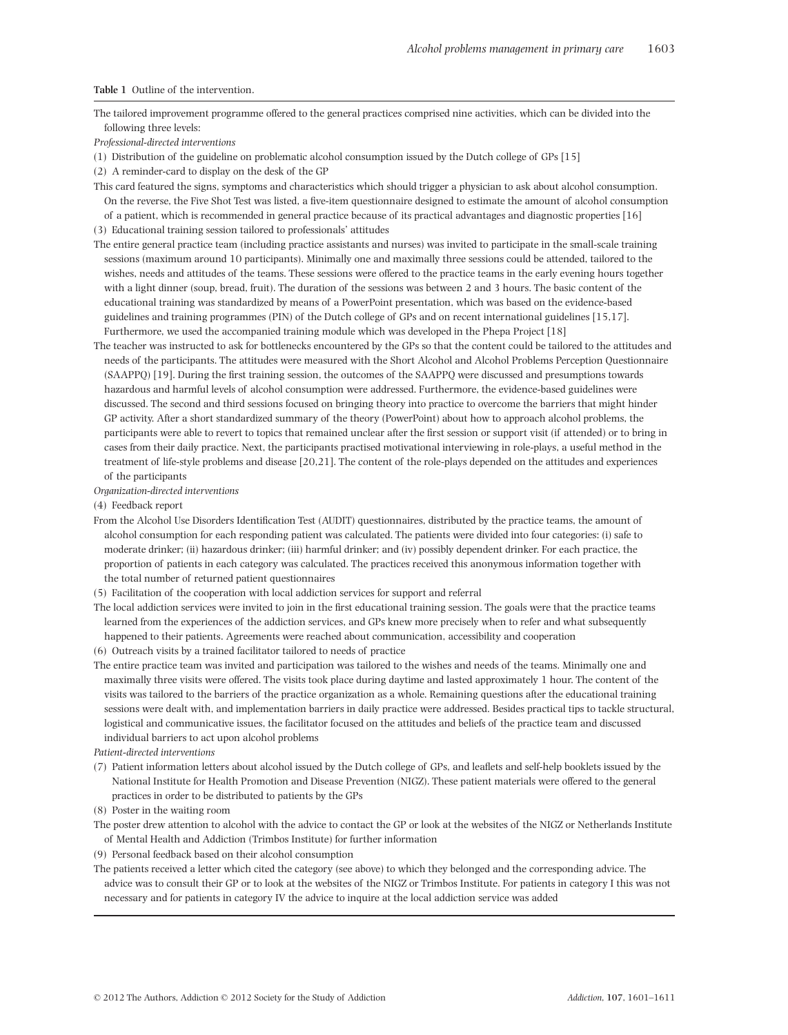**Table 1** Outline of the intervention.

The tailored improvement programme offered to the general practices comprised nine activities, which can be divided into the following three levels:

*Professional-directed interventions*

(1) Distribution of the guideline on problematic alcohol consumption issued by the Dutch college of GPs [15]

(2) A reminder-card to display on the desk of the GP

This card featured the signs, symptoms and characteristics which should trigger a physician to ask about alcohol consumption. On the reverse, the Five Shot Test was listed, a five-item questionnaire designed to estimate the amount of alcohol consumption of a patient, which is recommended in general practice because of its practical advantages and diagnostic properties [16]

(3) Educational training session tailored to professionals' attitudes

The entire general practice team (including practice assistants and nurses) was invited to participate in the small-scale training sessions (maximum around 10 participants). Minimally one and maximally three sessions could be attended, tailored to the wishes, needs and attitudes of the teams. These sessions were offered to the practice teams in the early evening hours together with a light dinner (soup, bread, fruit). The duration of the sessions was between 2 and 3 hours. The basic content of the educational training was standardized by means of a PowerPoint presentation, which was based on the evidence-based guidelines and training programmes (PIN) of the Dutch college of GPs and on recent international guidelines [15,17]. Furthermore, we used the accompanied training module which was developed in the Phepa Project [18]

The teacher was instructed to ask for bottlenecks encountered by the GPs so that the content could be tailored to the attitudes and needs of the participants. The attitudes were measured with the Short Alcohol and Alcohol Problems Perception Questionnaire (SAAPPQ) [19]. During the first training session, the outcomes of the SAAPPQ were discussed and presumptions towards hazardous and harmful levels of alcohol consumption were addressed. Furthermore, the evidence-based guidelines were discussed. The second and third sessions focused on bringing theory into practice to overcome the barriers that might hinder GP activity. After a short standardized summary of the theory (PowerPoint) about how to approach alcohol problems, the participants were able to revert to topics that remained unclear after the first session or support visit (if attended) or to bring in cases from their daily practice. Next, the participants practised motivational interviewing in role-plays, a useful method in the treatment of life-style problems and disease [20,21]. The content of the role-plays depended on the attitudes and experiences of the participants

*Organization-directed interventions*

(4) Feedback report

From the Alcohol Use Disorders Identification Test (AUDIT) questionnaires, distributed by the practice teams, the amount of alcohol consumption for each responding patient was calculated. The patients were divided into four categories: (i) safe to moderate drinker; (ii) hazardous drinker; (iii) harmful drinker; and (iv) possibly dependent drinker. For each practice, the proportion of patients in each category was calculated. The practices received this anonymous information together with the total number of returned patient questionnaires

(5) Facilitation of the cooperation with local addiction services for support and referral

The local addiction services were invited to join in the first educational training session. The goals were that the practice teams learned from the experiences of the addiction services, and GPs knew more precisely when to refer and what subsequently happened to their patients. Agreements were reached about communication, accessibility and cooperation

(6) Outreach visits by a trained facilitator tailored to needs of practice

The entire practice team was invited and participation was tailored to the wishes and needs of the teams. Minimally one and maximally three visits were offered. The visits took place during daytime and lasted approximately 1 hour. The content of the visits was tailored to the barriers of the practice organization as a whole. Remaining questions after the educational training sessions were dealt with, and implementation barriers in daily practice were addressed. Besides practical tips to tackle structural, logistical and communicative issues, the facilitator focused on the attitudes and beliefs of the practice team and discussed individual barriers to act upon alcohol problems

*Patient-directed interventions*

(7) Patient information letters about alcohol issued by the Dutch college of GPs, and leaflets and self-help booklets issued by the National Institute for Health Promotion and Disease Prevention (NIGZ). These patient materials were offered to the general practices in order to be distributed to patients by the GPs

(8) Poster in the waiting room

The poster drew attention to alcohol with the advice to contact the GP or look at the websites of the NIGZ or Netherlands Institute of Mental Health and Addiction (Trimbos Institute) for further information

(9) Personal feedback based on their alcohol consumption

The patients received a letter which cited the category (see above) to which they belonged and the corresponding advice. The advice was to consult their GP or to look at the websites of the NIGZ or Trimbos Institute. For patients in category I this was not necessary and for patients in category IV the advice to inquire at the local addiction service was added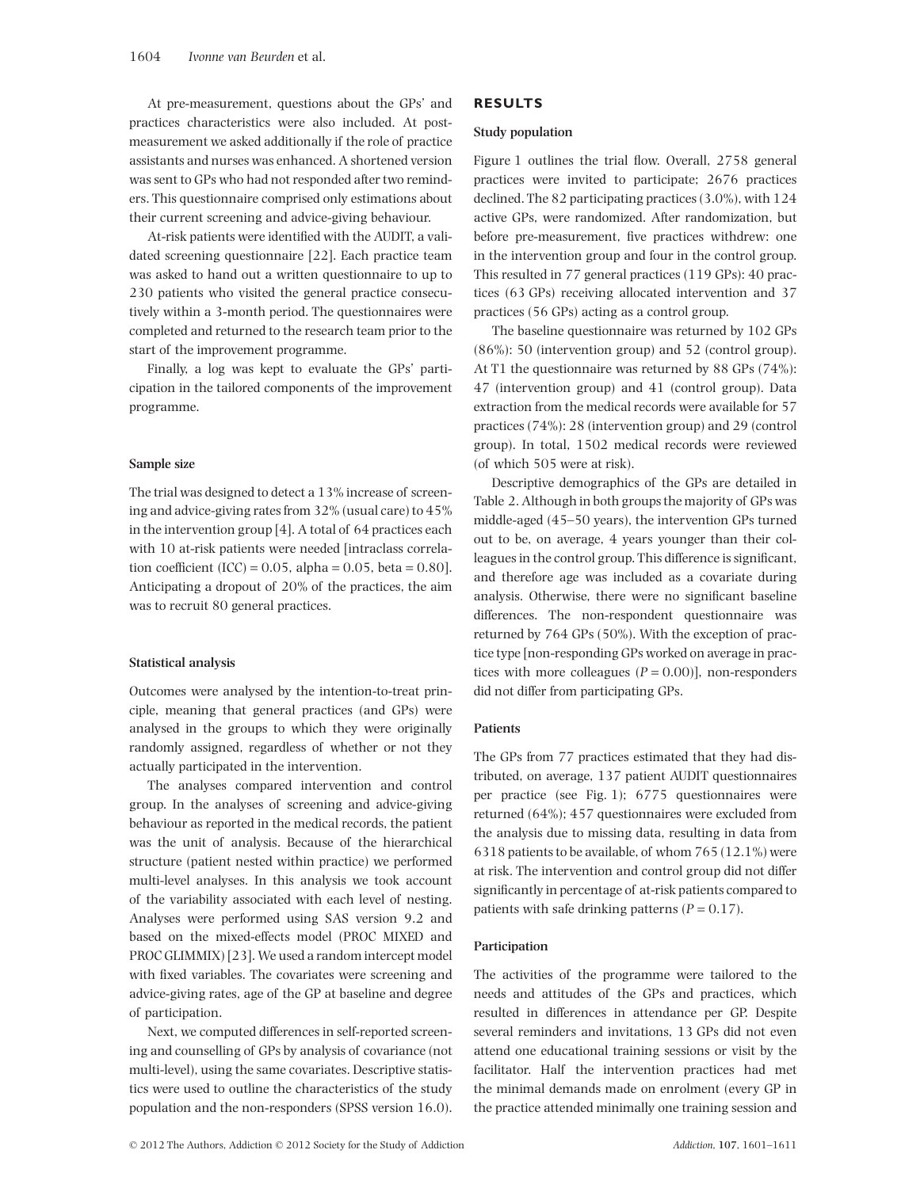At pre-measurement, questions about the GPs' and practices characteristics were also included. At post-measurement we asked additionally if the role of practice assistants and nurses was enhanced. A shortened version was sent to GPs who had not responded after two reminders. This questionnaire comprised only estimations about their current screening and advice-giving behaviour.

At-risk patients were identified with the AUDIT, a validated screening questionnaire [22]. Each practice team was asked to hand out a written questionnaire to up to 230 patients who visited the general practice consecutively within a 3-month period. The questionnaires were completed and returned to the research team prior to the start of the improvement programme.

Finally, a log was kept to evaluate the GPs' participation in the tailored components of the improvement programme.

### Sample size

The trial was designed to detect a 13% increase of screening and advice-giving rates from 32% (usual care) to 45% in the intervention group [4]. A total of 64 practices each with 10 at-risk patients were needed [intraclass correlation coefficient (ICC) = 0.05, alpha = 0.05, beta = 0.80]. Anticipating a dropout of 20% of the practices, the aim was to recruit 80 general practices.

### Statistical analysis

Outcomes were analysed by the intention-to-treat principle, meaning that general practices (and GPs) were analysed in the groups to which they were originally randomly assigned, regardless of whether or not they actually participated in the intervention.

The analyses compared intervention and control group. In the analyses of screening and advice-giving behaviour as reported in the medical records, the patient was the unit of analysis. Because of the hierarchical structure (patient nested within practice) we performed multi-level analyses. In this analysis we took account of the variability associated with each level of nesting. Analyses were performed using SAS version 9.2 and based on the mixed-effects model (PROC MIXED and PROC GLIMMIX) [23]. We used a random intercept model with fixed variables. The covariates were screening and advice-giving rates, age of the GP at baseline and degree of participation.

Next, we computed differences in self-reported screening and counselling of GPs by analysis of covariance (not multi-level), using the same covariates. Descriptive statistics were used to outline the characteristics of the study population and the non-responders (SPSS version 16.0).

## RESULTS

### Study population

Figure 1 outlines the trial flow. Overall, 2758 general practices were invited to participate; 2676 practices declined. The 82 participating practices (3.0%), with 124 active GPs, were randomized. After randomization, but before pre-measurement, five practices withdrew: one in the intervention group and four in the control group. This resulted in 77 general practices (119 GPs): 40 practices (63 GPs) receiving allocated intervention and 37 practices (56 GPs) acting as a control group.

The baseline questionnaire was returned by 102 GPs (86%): 50 (intervention group) and 52 (control group). At T1 the questionnaire was returned by 88 GPs (74%): 47 (intervention group) and 41 (control group). Data extraction from the medical records were available for 57 practices (74%): 28 (intervention group) and 29 (control group). In total, 1502 medical records were reviewed (of which 505 were at risk).

Descriptive demographics of the GPs are detailed in Table 2. Although in both groups the majority of GPs was middle-aged (45–50 years), the intervention GPs turned out to be, on average, 4 years younger than their colleagues in the control group. This difference is significant, and therefore age was included as a covariate during analysis. Otherwise, there were no significant baseline differences. The non-respondent questionnaire was returned by 764 GPs (50%). With the exception of practice type [non-responding GPs worked on average in practices with more colleagues ($P = 0.00$)], non-responders did not differ from participating GPs.

### Patients

The GPs from 77 practices estimated that they had distributed, on average, 137 patient AUDIT questionnaires per practice (see Fig. 1); 6775 questionnaires were returned (64%); 457 questionnaires were excluded from the analysis due to missing data, resulting in data from 6318 patients to be available, of whom 765 (12.1%) were at risk. The intervention and control group did not differ significantly in percentage of at-risk patients compared to patients with safe drinking patterns ($P = 0.17$).

### Participation

The activities of the programme were tailored to the needs and attitudes of the GPs and practices, which resulted in differences in attendance per GP. Despite several reminders and invitations, 13 GPs did not even attend one educational training sessions or visit by the facilitator. Half the intervention practices had met the minimal demands made on enrolment (every GP in the practice attended minimally one training session and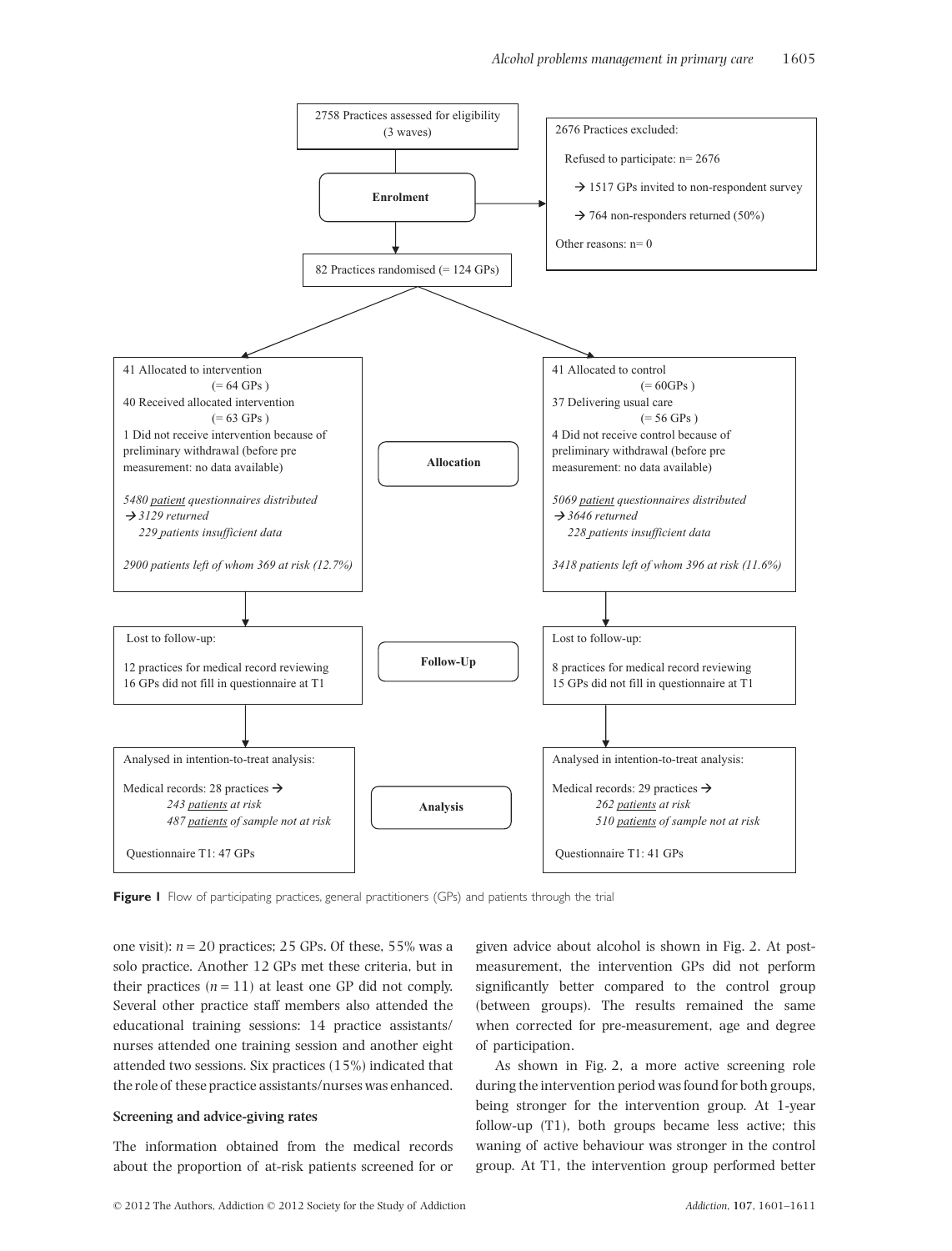2758 Practices assessed for eligibility (3 waves)

**Enrolment**

2676 Practices excluded:

Refused to participate: n= 2676

→ 1517 GPs invited to non-respondent survey

→ 764 non-responders returned (50%)

Other reasons: n= 0

82 Practices randomised (= 124 GPs)

**Allocation**

41 Allocated to intervention (= 64 GPs)
40 Received allocated intervention (= 63 GPs)
1 Did not receive intervention because of preliminary withdrawal (before pre measurement: no data available)

*5480 patient questionnaires distributed*
*→ 3129 returned*
*229 patients insufficient data*

*2900 patients left of whom 369 at risk (12.7%)*

41 Allocated to control (= 60GPs)
37 Delivering usual care (= 56 GPs)
4 Did not receive control because of preliminary withdrawal (before pre measurement: no data available)

*5069 patient questionnaires distributed*
*→ 3646 returned*
*228 patients insufficient data*

*3418 patients left of whom 396 at risk (11.6%)*

**Follow-Up**

Lost to follow-up:

12 practices for medical record reviewing
16 GPs did not fill in questionnaire at T1

Lost to follow-up:

8 practices for medical record reviewing
15 GPs did not fill in questionnaire at T1

**Analysis**

Analysed in intention-to-treat analysis:

Medical records: 28 practices →
*243 patients at risk*
*487 patients of sample not at risk*

Questionnaire T1: 47 GPs

Analysed in intention-to-treat analysis:

Medical records: 29 practices →
*262 patients at risk*
*510 patients of sample not at risk*

Questionnaire T1: 41 GPs

**Figure 1** Flow of participating practices, general practitioners (GPs) and patients through the trial

one visit): $n = 20$ practices; 25 GPs. Of these, 55% was a solo practice. Another 12 GPs met these criteria, but in their practices ($n = 11$) at least one GP did not comply. Several other practice staff members also attended the educational training sessions: 14 practice assistants/nurses attended one training session and another eight attended two sessions. Six practices (15%) indicated that the role of these practice assistants/nurses was enhanced.

### Screening and advice-giving rates

The information obtained from the medical records about the proportion of at-risk patients screened for or given advice about alcohol is shown in Fig. 2. At post-measurement, the intervention GPs did not perform significantly better compared to the control group (between groups). The results remained the same when corrected for pre-measurement, age and degree of participation.

As shown in Fig. 2, a more active screening role during the intervention period was found for both groups, being stronger for the intervention group. At 1-year follow-up (T1), both groups became less active; this waning of active behaviour was stronger in the control group. At T1, the intervention group performed better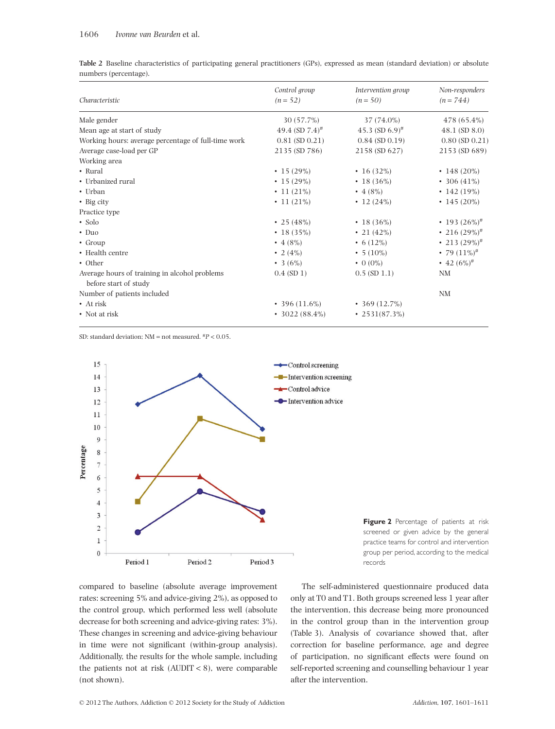**Table 2** Baseline characteristics of participating general practitioners (GPs), expressed as mean (standard deviation) or absolute numbers (percentage).

| Characteristic | *Control group* (*n* = 52) | *Intervention group* (*n* = 50) | *Non-responders* (*n* = 744) |
|---|---|---|---|
| Male gender | 30 (57.7%) | 37 (74.0%) | 478 (65.4%) |
| Mean age at start of study | 49.4 (SD 7.4)[#] | 45.3 (SD 6.9)[#] | 48.1 (SD 8.0) |
| Working hours: average percentage of full-time work | 0.81 (SD 0.21) | 0.84 (SD 0.19) | 0.80 (SD 0.21) |
| Average case-load per GP | 2135 (SD 786) | 2158 (SD 627) | 2153 (SD 689) |
| Working area | | | |
| • Rural | • 15 (29%) | • 16 (32%) | • 148 (20%) |
| • Urbanized rural | • 15 (29%) | • 18 (36%) | • 306 (41%) |
| • Urban | • 11 (21%) | • 4 (8%) | • 142 (19%) |
| • Big city | • 11 (21%) | • 12 (24%) | • 145 (20%) |
| Practice type | | | |
| • Solo | • 25 (48%) | • 18 (36%) | • 193 (26%)[#] |
| • Duo | • 18 (35%) | • 21 (42%) | • 216 (29%)[#] |
| • Group | • 4 (8%) | • 6 (12%) | • 213 (29%)[#] |
| • Health centre | • 2 (4%) | • 5 (10%) | • 79 (11%)[#] |
| • Other | • 3 (6%) | • 0 (0%) | • 42 (6%)[#] |
| Average hours of training in alcohol problems before start of study | 0.4 (SD 1) | 0.5 (SD 1.1) | NM |
| Number of patients included | | | NM |
| • At risk | • 396 (11.6%) | • 369 (12.7%) | |
| • Not at risk | • 3022 (88.4%) | • 2531(87.3%) | |

SD: standard deviation; NM = not measured. [#]$P < 0.05$.

**Figure 2** Percentage of patients at risk screened or given advice by the general practice teams for control and intervention group per period, according to the medical records

compared to baseline (absolute average improvement rates: screening 5% and advice-giving 2%), as opposed to the control group, which performed less well (absolute decrease for both screening and advice-giving rates: 3%). These changes in screening and advice-giving behaviour in time were not significant (within-group analysis). Additionally, the results for the whole sample, including the patients not at risk (AUDIT < 8), were comparable (not shown).

The self-administered questionnaire produced data only at T0 and T1. Both groups screened less 1 year after the intervention, this decrease being more pronounced in the control group than in the intervention group (Table 3). Analysis of covariance showed that, after correction for baseline performance, age and degree of participation, no significant effects were found on self-reported screening and counselling behaviour 1 year after the intervention.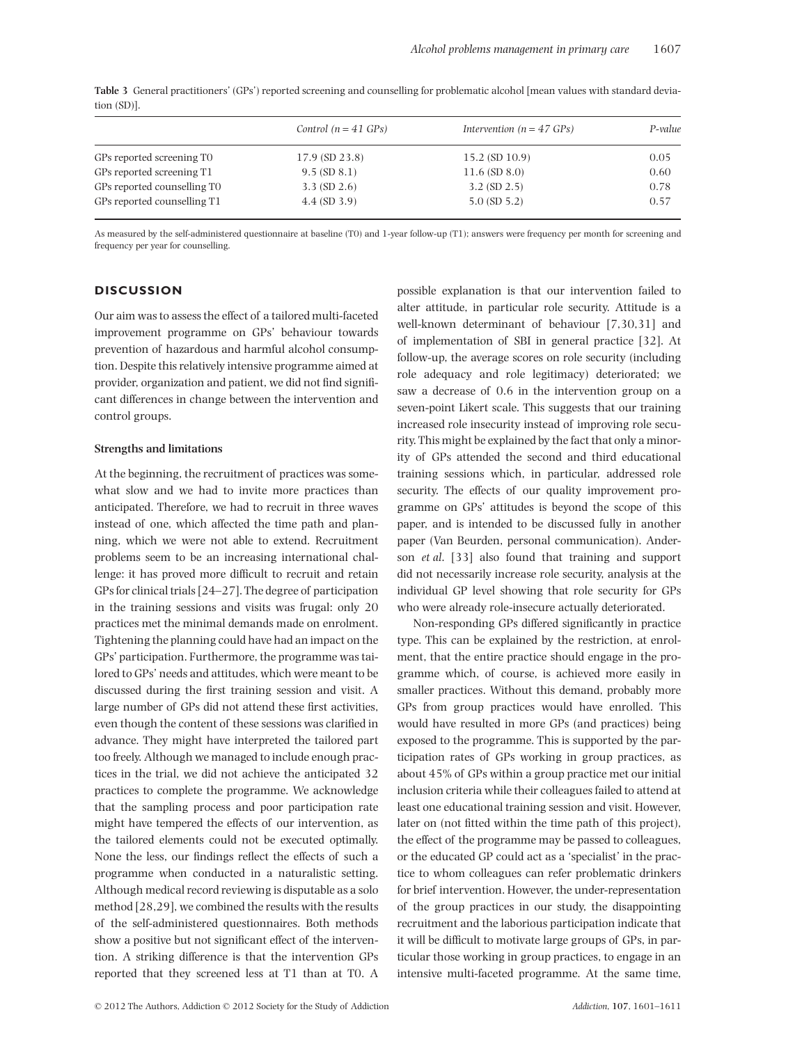**Table 3** General practitioners' (GPs') reported screening and counselling for problematic alcohol [mean values with standard deviation (SD)].

| | *Control (n = 41 GPs)* | *Intervention (n = 47 GPs)* | *P-value* |
|---|---|---|---|
| GPs reported screening T0 | 17.9 (SD 23.8) | 15.2 (SD 10.9) | 0.05 |
| GPs reported screening T1 | 9.5 (SD 8.1) | 11.6 (SD 8.0) | 0.60 |
| GPs reported counselling T0 | 3.3 (SD 2.6) | 3.2 (SD 2.5) | 0.78 |
| GPs reported counselling T1 | 4.4 (SD 3.9) | 5.0 (SD 5.2) | 0.57 |

As measured by the self-administered questionnaire at baseline (T0) and 1-year follow-up (T1); answers were frequency per month for screening and frequency per year for counselling.

## DISCUSSION

Our aim was to assess the effect of a tailored multi-faceted improvement programme on GPs' behaviour towards prevention of hazardous and harmful alcohol consumption. Despite this relatively intensive programme aimed at provider, organization and patient, we did not find significant differences in change between the intervention and control groups.

### Strengths and limitations

At the beginning, the recruitment of practices was somewhat slow and we had to invite more practices than anticipated. Therefore, we had to recruit in three waves instead of one, which affected the time path and planning, which we were not able to extend. Recruitment problems seem to be an increasing international challenge: it has proved more difficult to recruit and retain GPs for clinical trials [24–27]. The degree of participation in the training sessions and visits was frugal: only 20 practices met the minimal demands made on enrolment. Tightening the planning could have had an impact on the GPs' participation. Furthermore, the programme was tailored to GPs' needs and attitudes, which were meant to be discussed during the first training session and visit. A large number of GPs did not attend these first activities, even though the content of these sessions was clarified in advance. They might have interpreted the tailored part too freely. Although we managed to include enough practices in the trial, we did not achieve the anticipated 32 practices to complete the programme. We acknowledge that the sampling process and poor participation rate might have tempered the effects of our intervention, as the tailored elements could not be executed optimally. None the less, our findings reflect the effects of such a programme when conducted in a naturalistic setting. Although medical record reviewing is disputable as a solo method [28,29], we combined the results with the results of the self-administered questionnaires. Both methods show a positive but not significant effect of the intervention. A striking difference is that the intervention GPs reported that they screened less at T1 than at T0. A possible explanation is that our intervention failed to alter attitude, in particular role security. Attitude is a well-known determinant of behaviour [7,30,31] and of implementation of SBI in general practice [32]. At follow-up, the average scores on role security (including role adequacy and role legitimacy) deteriorated; we saw a decrease of 0.6 in the intervention group on a seven-point Likert scale. This suggests that our training increased role insecurity instead of improving role security. This might be explained by the fact that only a minority of GPs attended the second and third educational training sessions which, in particular, addressed role security. The effects of our quality improvement programme on GPs' attitudes is beyond the scope of this paper, and is intended to be discussed fully in another paper (Van Beurden, personal communication). Anderson *et al*. [33] also found that training and support did not necessarily increase role security, analysis at the individual GP level showing that role security for GPs who were already role-insecure actually deteriorated.

Non-responding GPs differed significantly in practice type. This can be explained by the restriction, at enrolment, that the entire practice should engage in the programme which, of course, is achieved more easily in smaller practices. Without this demand, probably more GPs from group practices would have enrolled. This would have resulted in more GPs (and practices) being exposed to the programme. This is supported by the participation rates of GPs working in group practices, as about 45% of GPs within a group practice met our initial inclusion criteria while their colleagues failed to attend at least one educational training session and visit. However, later on (not fitted within the time path of this project), the effect of the programme may be passed to colleagues, or the educated GP could act as a 'specialist' in the practice to whom colleagues can refer problematic drinkers for brief intervention. However, the under-representation of the group practices in our study, the disappointing recruitment and the laborious participation indicate that it will be difficult to motivate large groups of GPs, in particular those working in group practices, to engage in an intensive multi-faceted programme. At the same time,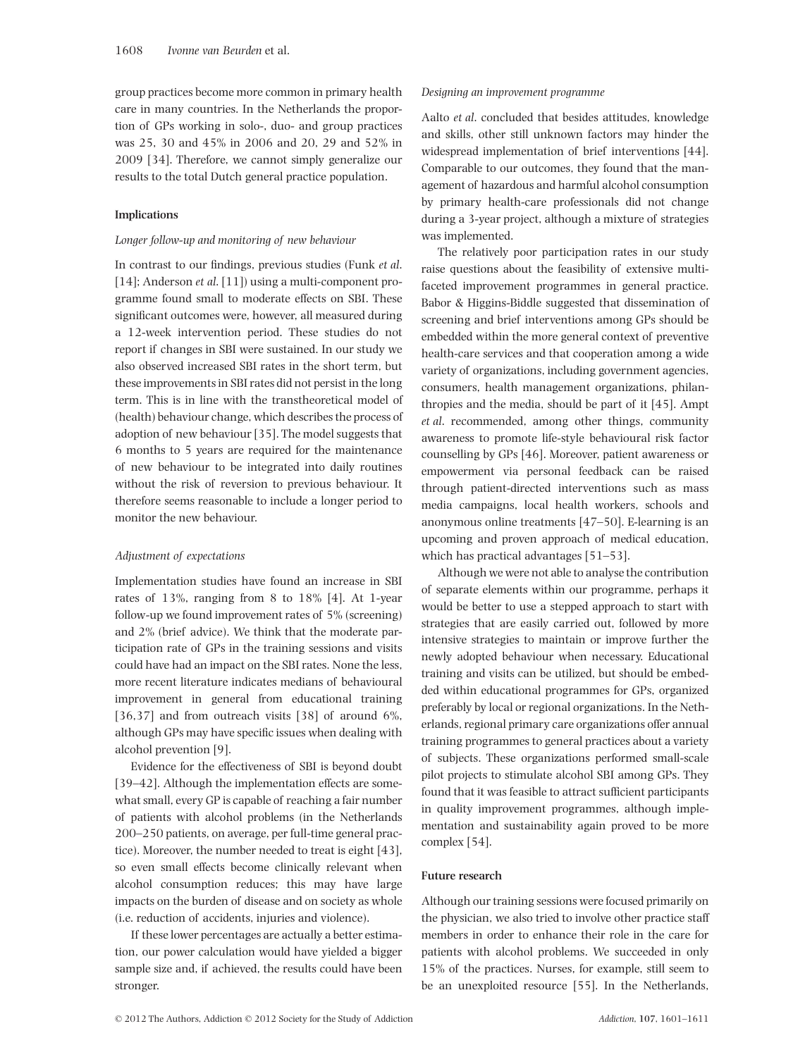group practices become more common in primary health care in many countries. In the Netherlands the proportion of GPs working in solo-, duo- and group practices was 25, 30 and 45% in 2006 and 20, 29 and 52% in 2009 [34]. Therefore, we cannot simply generalize our results to the total Dutch general practice population.

## Implications

### *Longer follow-up and monitoring of new behaviour*

In contrast to our findings, previous studies (Funk *et al*. [14]; Anderson *et al*. [11]) using a multi-component programme found small to moderate effects on SBI. These significant outcomes were, however, all measured during a 12-week intervention period. These studies do not report if changes in SBI were sustained. In our study we also observed increased SBI rates in the short term, but these improvements in SBI rates did not persist in the long term. This is in line with the transtheoretical model of (health) behaviour change, which describes the process of adoption of new behaviour [35]. The model suggests that 6 months to 5 years are required for the maintenance of new behaviour to be integrated into daily routines without the risk of reversion to previous behaviour. It therefore seems reasonable to include a longer period to monitor the new behaviour.

### *Adjustment of expectations*

Implementation studies have found an increase in SBI rates of 13%, ranging from 8 to 18% [4]. At 1-year follow-up we found improvement rates of 5% (screening) and 2% (brief advice). We think that the moderate participation rate of GPs in the training sessions and visits could have had an impact on the SBI rates. None the less, more recent literature indicates medians of behavioural improvement in general from educational training [36,37] and from outreach visits [38] of around 6%, although GPs may have specific issues when dealing with alcohol prevention [9].

Evidence for the effectiveness of SBI is beyond doubt [39–42]. Although the implementation effects are somewhat small, every GP is capable of reaching a fair number of patients with alcohol problems (in the Netherlands 200–250 patients, on average, per full-time general practice). Moreover, the number needed to treat is eight [43], so even small effects become clinically relevant when alcohol consumption reduces; this may have large impacts on the burden of disease and on society as whole (i.e. reduction of accidents, injuries and violence).

If these lower percentages are actually a better estimation, our power calculation would have yielded a bigger sample size and, if achieved, the results could have been stronger.

### *Designing an improvement programme*

Aalto *et al*. concluded that besides attitudes, knowledge and skills, other still unknown factors may hinder the widespread implementation of brief interventions [44]. Comparable to our outcomes, they found that the management of hazardous and harmful alcohol consumption by primary health-care professionals did not change during a 3-year project, although a mixture of strategies was implemented.

The relatively poor participation rates in our study raise questions about the feasibility of extensive multifaceted improvement programmes in general practice. Babor & Higgins-Biddle suggested that dissemination of screening and brief interventions among GPs should be embedded within the more general context of preventive health-care services and that cooperation among a wide variety of organizations, including government agencies, consumers, health management organizations, philanthropies and the media, should be part of it [45]. Ampt *et al*. recommended, among other things, community awareness to promote life-style behavioural risk factor counselling by GPs [46]. Moreover, patient awareness or empowerment via personal feedback can be raised through patient-directed interventions such as mass media campaigns, local health workers, schools and anonymous online treatments [47–50]. E-learning is an upcoming and proven approach of medical education, which has practical advantages [51–53].

Although we were not able to analyse the contribution of separate elements within our programme, perhaps it would be better to use a stepped approach to start with strategies that are easily carried out, followed by more intensive strategies to maintain or improve further the newly adopted behaviour when necessary. Educational training and visits can be utilized, but should be embedded within educational programmes for GPs, organized preferably by local or regional organizations. In the Netherlands, regional primary care organizations offer annual training programmes to general practices about a variety of subjects. These organizations performed small-scale pilot projects to stimulate alcohol SBI among GPs. They found that it was feasible to attract sufficient participants in quality improvement programmes, although implementation and sustainability again proved to be more complex [54].

## Future research

Although our training sessions were focused primarily on the physician, we also tried to involve other practice staff members in order to enhance their role in the care for patients with alcohol problems. We succeeded in only 15% of the practices. Nurses, for example, still seem to be an unexploited resource [55]. In the Netherlands,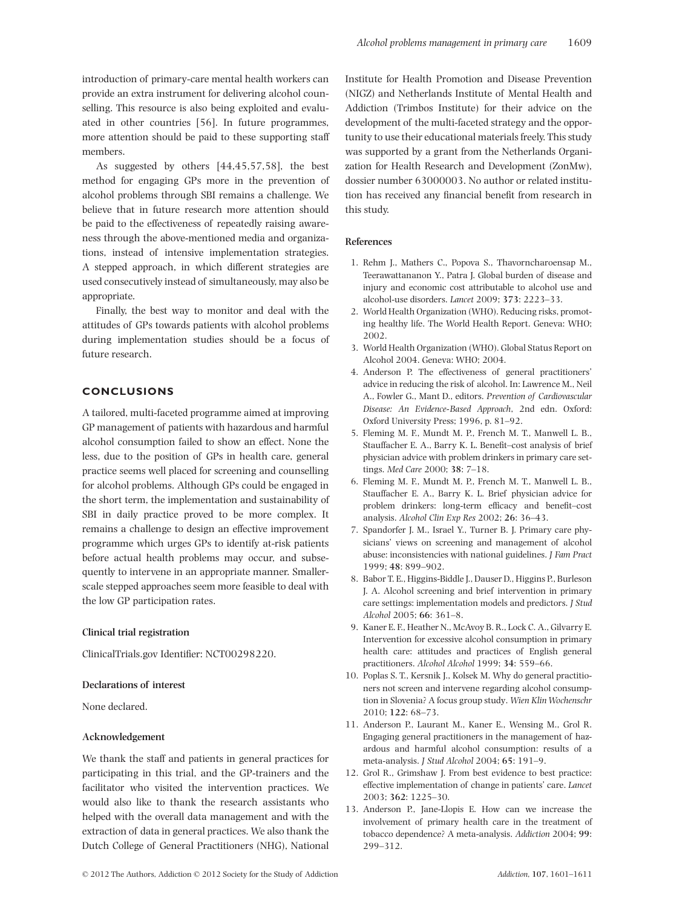introduction of primary-care mental health workers can provide an extra instrument for delivering alcohol counselling. This resource is also being exploited and evaluated in other countries [56]. In future programmes, more attention should be paid to these supporting staff members.

As suggested by others [44,45,57,58], the best method for engaging GPs more in the prevention of alcohol problems through SBI remains a challenge. We believe that in future research more attention should be paid to the effectiveness of repeatedly raising awareness through the above-mentioned media and organizations, instead of intensive implementation strategies. A stepped approach, in which different strategies are used consecutively instead of simultaneously, may also be appropriate.

Finally, the best way to monitor and deal with the attitudes of GPs towards patients with alcohol problems during implementation studies should be a focus of future research.

## CONCLUSIONS

A tailored, multi-faceted programme aimed at improving GP management of patients with hazardous and harmful alcohol consumption failed to show an effect. None the less, due to the position of GPs in health care, general practice seems well placed for screening and counselling for alcohol problems. Although GPs could be engaged in the short term, the implementation and sustainability of SBI in daily practice proved to be more complex. It remains a challenge to design an effective improvement programme which urges GPs to identify at-risk patients before actual health problems may occur, and subsequently to intervene in an appropriate manner. Smaller-scale stepped approaches seem more feasible to deal with the low GP participation rates.

### Clinical trial registration

ClinicalTrials.gov Identifier: NCT00298220.

### Declarations of interest

None declared.

### Acknowledgement

We thank the staff and patients in general practices for participating in this trial, and the GP-trainers and the facilitator who visited the intervention practices. We would also like to thank the research assistants who helped with the overall data management and with the extraction of data in general practices. We also thank the Dutch College of General Practitioners (NHG), National Institute for Health Promotion and Disease Prevention (NIGZ) and Netherlands Institute of Mental Health and Addiction (Trimbos Institute) for their advice on the development of the multi-faceted strategy and the opportunity to use their educational materials freely. This study was supported by a grant from the Netherlands Organization for Health Research and Development (ZonMw), dossier number 63000003. No author or related institution has received any financial benefit from research in this study.

### References

1. Rehm J., Mathers C., Popova S., Thavorncharoensap M., Teerawattananon Y., Patra J. Global burden of disease and injury and economic cost attributable to alcohol use and alcohol-use disorders. *Lancet* 2009; **373**: 2223–33.
2. World Health Organization (WHO). Reducing risks, promoting healthy life. The World Health Report. Geneva: WHO; 2002.
3. World Health Organization (WHO). Global Status Report on Alcohol 2004. Geneva: WHO; 2004.
4. Anderson P. The effectiveness of general practitioners' advice in reducing the risk of alcohol. In: Lawrence M., Neil A., Fowler G., Mant D., editors. *Prevention of Cardiovascular Disease: An Evidence-Based Approach*, 2nd edn. Oxford: Oxford University Press; 1996, p. 81–92.
5. Fleming M. F., Mundt M. P., French M. T., Manwell L. B., Stauffacher E. A., Barry K. L. Benefit–cost analysis of brief physician advice with problem drinkers in primary care settings. *Med Care* 2000; **38**: 7–18.
6. Fleming M. F., Mundt M. P., French M. T., Manwell L. B., Stauffacher E. A., Barry K. L. Brief physician advice for problem drinkers: long-term efficacy and benefit–cost analysis. *Alcohol Clin Exp Res* 2002; **26**: 36–43.
7. Spandorfer J. M., Israel Y., Turner B. J. Primary care physicians' views on screening and management of alcohol abuse: inconsistencies with national guidelines. *J Fam Pract* 1999; **48**: 899–902.
8. Babor T. E., Higgins-Biddle J., Dauser D., Higgins P., Burleson J. A. Alcohol screening and brief intervention in primary care settings: implementation models and predictors. *J Stud Alcohol* 2005; **66**: 361–8.
9. Kaner E. F., Heather N., McAvoy B. R., Lock C. A., Gilvarry E. Intervention for excessive alcohol consumption in primary health care: attitudes and practices of English general practitioners. *Alcohol Alcohol* 1999; **34**: 559–66.
10. Poplas S. T., Kersnik J., Kolsek M. Why do general practitioners not screen and intervene regarding alcohol consumption in Slovenia? A focus group study. *Wien Klin Wochenschr* 2010; **122**: 68–73.
11. Anderson P., Laurant M., Kaner E., Wensing M., Grol R. Engaging general practitioners in the management of hazardous and harmful alcohol consumption: results of a meta-analysis. *J Stud Alcohol* 2004; **65**: 191–9.
12. Grol R., Grimshaw J. From best evidence to best practice: effective implementation of change in patients' care. *Lancet* 2003; **362**: 1225–30.
13. Anderson P., Jane-Llopis E. How can we increase the involvement of primary health care in the treatment of tobacco dependence? A meta-analysis. *Addiction* 2004; **99**: 299–312.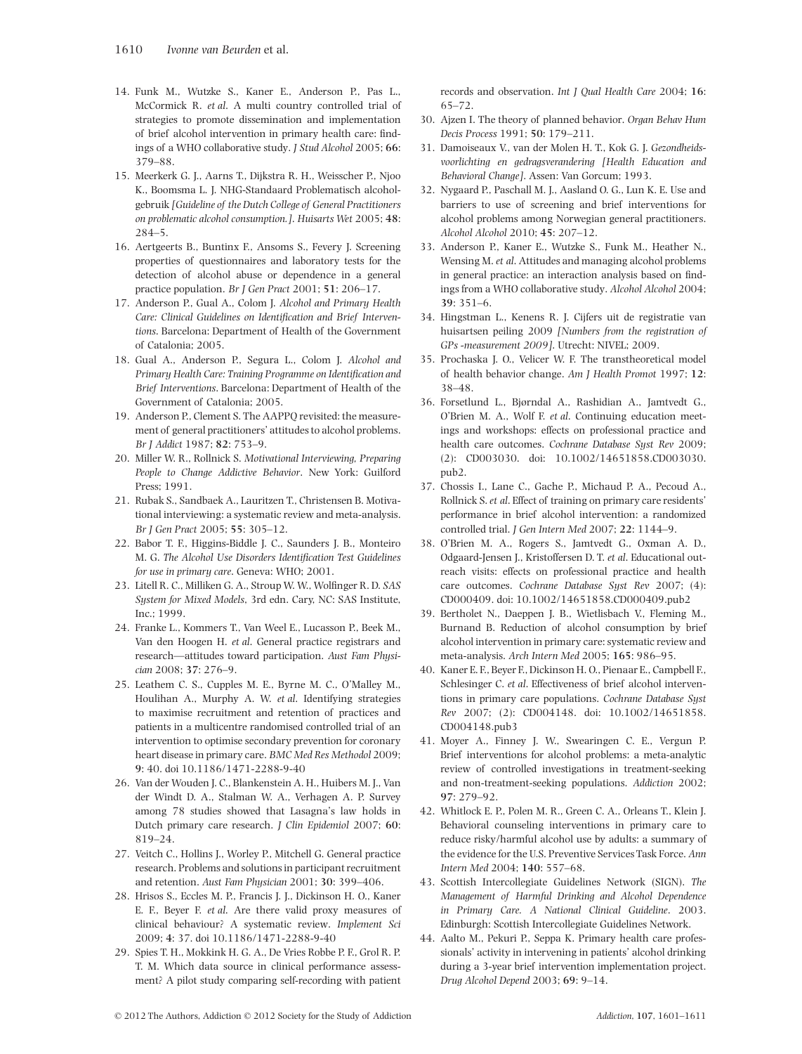14. Funk M., Wutzke S., Kaner E., Anderson P., Pas L., McCormick R. *et al.* A multi country controlled trial of strategies to promote dissemination and implementation of brief alcohol intervention in primary health care: findings of a WHO collaborative study. *J Stud Alcohol* 2005; **66**: 379–88.
15. Meerkerk G. J., Aarns T., Dijkstra R. H., Weisscher P., Njoo K., Boomsma L. J. NHG-Standaard Problematisch alcoholgebruik *[Guideline of the Dutch College of General Practitioners on problematic alcohol consumption.]*. *Huisarts Wet* 2005; **48**: 284–5.
16. Aertgeerts B., Buntinx F., Ansoms S., Fevery J. Screening properties of questionnaires and laboratory tests for the detection of alcohol abuse or dependence in a general practice population. *Br J Gen Pract* 2001; **51**: 206–17.
17. Anderson P., Gual A., Colom J. *Alcohol and Primary Health Care: Clinical Guidelines on Identification and Brief Interventions*. Barcelona: Department of Health of the Government of Catalonia; 2005.
18. Gual A., Anderson P., Segura L., Colom J. *Alcohol and Primary Health Care: Training Programme on Identification and Brief Interventions*. Barcelona: Department of Health of the Government of Catalonia; 2005.
19. Anderson P., Clement S. The AAPPQ revisited: the measurement of general practitioners' attitudes to alcohol problems. *Br J Addict* 1987; **82**: 753–9.
20. Miller W. R., Rollnick S. *Motivational Interviewing, Preparing People to Change Addictive Behavior*. New York: Guilford Press; 1991.
21. Rubak S., Sandbaek A., Lauritzen T., Christensen B. Motivational interviewing: a systematic review and meta-analysis. *Br J Gen Pract* 2005; **55**: 305–12.
22. Babor T. F., Higgins-Biddle J. C., Saunders J. B., Monteiro M. G. *The Alcohol Use Disorders Identification Test Guidelines for use in primary care*. Geneva: WHO; 2001.
23. Litell R. C., Milliken G. A., Stroup W. W., Wolfinger R. D. *SAS System for Mixed Models*, 3rd edn. Cary, NC: SAS Institute, Inc.; 1999.
24. Franke L., Kommers T., Van Weel E., Lucasson P., Beek M., Van den Hoogen H. *et al.* General practice registrars and research—attitudes toward participation. *Aust Fam Physician* 2008; **37**: 276–9.
25. Leathem C. S., Cupples M. E., Byrne M. C., O'Malley M., Houlihan A., Murphy A. W. *et al.* Identifying strategies to maximise recruitment and retention of practices and patients in a multicentre randomised controlled trial of an intervention to optimise secondary prevention for coronary heart disease in primary care. *BMC Med Res Methodol* 2009; **9**: 40. doi 10.1186/1471-2288-9-40
26. Van der Wouden J. C., Blankenstein A. H., Huibers M. J., Van der Windt D. A., Stalman W. A., Verhagen A. P. Survey among 78 studies showed that Lasagna's law holds in Dutch primary care research. *J Clin Epidemiol* 2007; **60**: 819–24.
27. Veitch C., Hollins J., Worley P., Mitchell G. General practice research. Problems and solutions in participant recruitment and retention. *Aust Fam Physician* 2001; **30**: 399–406.
28. Hrisos S., Eccles M. P., Francis J. J., Dickinson H. O., Kaner E. F., Beyer F. *et al.* Are there valid proxy measures of clinical behaviour? A systematic review. *Implement Sci* 2009; **4**: 37. doi 10.1186/1471-2288-9-40
29. Spies T. H., Mokkink H. G. A., De Vries Robbe P. F., Grol R. P. T. M. Which data source in clinical performance assessment? A pilot study comparing self-recording with patient records and observation. *Int J Qual Health Care* 2004; **16**: 65–72.
30. Ajzen I. The theory of planned behavior. *Organ Behav Hum Decis Process* 1991; **50**: 179–211.
31. Damoiseaux V., van der Molen H. T., Kok G. J. *Gezondheidsvoorlichting en gedragsverandering [Health Education and Behavioral Change]*. Assen: Van Gorcum; 1993.
32. Nygaard P., Paschall M. J., Aasland O. G., Lun K. E. Use and barriers to use of screening and brief interventions for alcohol problems among Norwegian general practitioners. *Alcohol Alcohol* 2010; **45**: 207–12.
33. Anderson P., Kaner E., Wutzke S., Funk M., Heather N., Wensing M. *et al.* Attitudes and managing alcohol problems in general practice: an interaction analysis based on findings from a WHO collaborative study. *Alcohol Alcohol* 2004; **39**: 351–6.
34. Hingstman L., Kenens R. J. Cijfers uit de registratie van huisartsen peiling 2009 *[Numbers from the registration of GPs -measurement 2009]*. Utrecht: NIVEL; 2009.
35. Prochaska J. O., Velicer W. F. The transtheoretical model of health behavior change. *Am J Health Promot* 1997; **12**: 38–48.
36. Forsetlund L., Bjørndal A., Rashidian A., Jamtvedt G., O'Brien M. A., Wolf F. *et al.* Continuing education meetings and workshops: effects on professional practice and health care outcomes. *Cochrane Database Syst Rev* 2009; (2): CD003030. doi: 10.1002/14651858.CD003030.pub2.
37. Chossis I., Lane C., Gache P., Michaud P. A., Pecoud A., Rollnick S. *et al.* Effect of training on primary care residents' performance in brief alcohol intervention: a randomized controlled trial. *J Gen Intern Med* 2007; **22**: 1144–9.
38. O'Brien M. A., Rogers S., Jamtvedt G., Oxman A. D., Odgaard-Jensen J., Kristoffersen D. T. *et al.* Educational outreach visits: effects on professional practice and health care outcomes. *Cochrane Database Syst Rev* 2007; (4): CD000409. doi: 10.1002/14651858.CD000409.pub2
39. Bertholet N., Daeppen J. B., Wietlisbach V., Fleming M., Burnand B. Reduction of alcohol consumption by brief alcohol intervention in primary care: systematic review and meta-analysis. *Arch Intern Med* 2005; **165**: 986–95.
40. Kaner E. F., Beyer F., Dickinson H. O., Pienaar E., Campbell F., Schlesinger C. *et al.* Effectiveness of brief alcohol interventions in primary care populations. *Cochrane Database Syst Rev* 2007; (2): CD004148. doi: 10.1002/14651858.CD004148.pub3
41. Moyer A., Finney J. W., Swearingen C. E., Vergun P. Brief interventions for alcohol problems: a meta-analytic review of controlled investigations in treatment-seeking and non-treatment-seeking populations. *Addiction* 2002; **97**: 279–92.
42. Whitlock E. P., Polen M. R., Green C. A., Orleans T., Klein J. Behavioral counseling interventions in primary care to reduce risky/harmful alcohol use by adults: a summary of the evidence for the U.S. Preventive Services Task Force. *Ann Intern Med* 2004; **140**: 557–68.
43. Scottish Intercollegiate Guidelines Network (SIGN). *The Management of Harmful Drinking and Alcohol Dependence in Primary Care. A National Clinical Guideline*. 2003. Edinburgh: Scottish Intercollegiate Guidelines Network.
44. Aalto M., Pekuri P., Seppa K. Primary health care professionals' activity in intervening in patients' alcohol drinking during a 3-year brief intervention implementation project. *Drug Alcohol Depend* 2003; **69**: 9–14.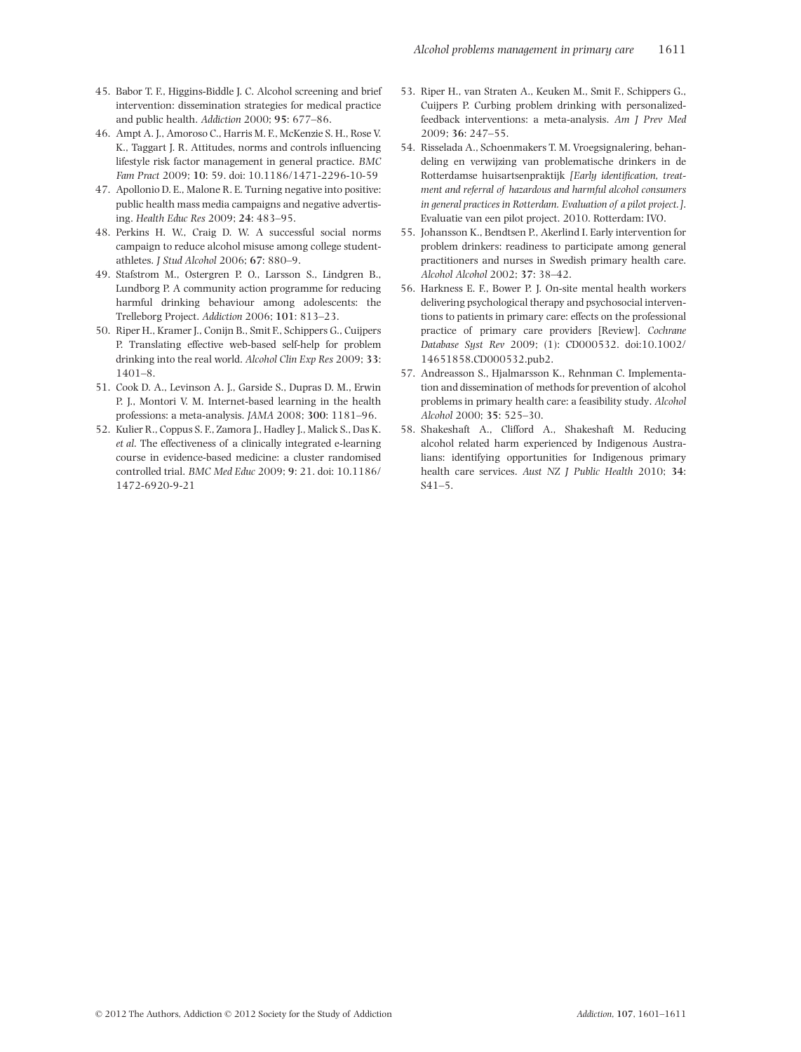45. Babor T. F., Higgins-Biddle J. C. Alcohol screening and brief intervention: dissemination strategies for medical practice and public health. *Addiction* 2000; **95**: 677–86.
46. Ampt A. J., Amoroso C., Harris M. F., McKenzie S. H., Rose V. K., Taggart J. R. Attitudes, norms and controls influencing lifestyle risk factor management in general practice. *BMC Fam Pract* 2009; **10**: 59. doi: 10.1186/1471-2296-10-59
47. Apollonio D. E., Malone R. E. Turning negative into positive: public health mass media campaigns and negative advertising. *Health Educ Res* 2009; **24**: 483–95.
48. Perkins H. W., Craig D. W. A successful social norms campaign to reduce alcohol misuse among college student-athletes. *J Stud Alcohol* 2006; **67**: 880–9.
49. Stafstrom M., Ostergren P. O., Larsson S., Lindgren B., Lundborg P. A community action programme for reducing harmful drinking behaviour among adolescents: the Trelleborg Project. *Addiction* 2006; **101**: 813–23.
50. Riper H., Kramer J., Conijn B., Smit F., Schippers G., Cuijpers P. Translating effective web-based self-help for problem drinking into the real world. *Alcohol Clin Exp Res* 2009; **33**: 1401–8.
51. Cook D. A., Levinson A. J., Garside S., Dupras D. M., Erwin P. J., Montori V. M. Internet-based learning in the health professions: a meta-analysis. *JAMA* 2008; **300**: 1181–96.
52. Kulier R., Coppus S. F., Zamora J., Hadley J., Malick S., Das K. *et al*. The effectiveness of a clinically integrated e-learning course in evidence-based medicine: a cluster randomised controlled trial. *BMC Med Educ* 2009; **9**: 21. doi: 10.1186/1472-6920-9-21
53. Riper H., van Straten A., Keuken M., Smit F., Schippers G., Cuijpers P. Curbing problem drinking with personalized-feedback interventions: a meta-analysis. *Am J Prev Med* 2009; **36**: 247–55.
54. Risselada A., Schoenmakers T. M. Vroegsignalering, behandeling en verwijzing van problematische drinkers in de Rotterdamse huisartsenpraktijk *[Early identification, treatment and referral of hazardous and harmful alcohol consumers in general practices in Rotterdam. Evaluation of a pilot project.]*. Evaluatie van een pilot project. 2010. Rotterdam: IVO.
55. Johansson K., Bendtsen P., Akerlind I. Early intervention for problem drinkers: readiness to participate among general practitioners and nurses in Swedish primary health care. *Alcohol Alcohol* 2002; **37**: 38–42.
56. Harkness E. F., Bower P. J. On-site mental health workers delivering psychological therapy and psychosocial interventions to patients in primary care: effects on the professional practice of primary care providers [Review]. *Cochrane Database Syst Rev* 2009; (1): CD000532. doi:10.1002/14651858.CD000532.pub2.
57. Andreasson S., Hjalmarsson K., Rehnman C. Implementation and dissemination of methods for prevention of alcohol problems in primary health care: a feasibility study. *Alcohol Alcohol* 2000; **35**: 525–30.
58. Shakeshaft A., Clifford A., Shakeshaft M. Reducing alcohol related harm experienced by Indigenous Australians: identifying opportunities for Indigenous primary health care services. *Aust NZ J Public Health* 2010; **34**: S41–5.